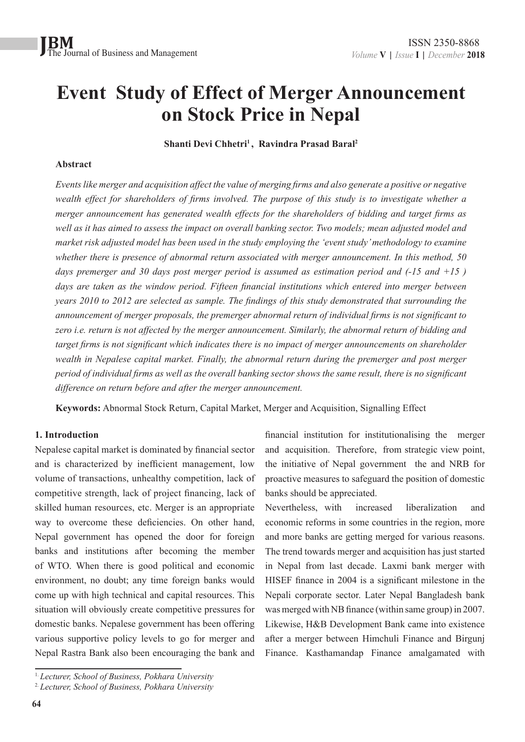# Event Study of Effect of Merger Announcement on Stock Price in Nepal

**Shanti Devi Chhetri[1], Ravindra Prasad Baral[2]**

### Abstract

*Events like merger and acquisition affect the value of merging firms and also generate a positive or negative wealth effect for shareholders of firms involved. The purpose of this study is to investigate whether a merger announcement has generated wealth effects for the shareholders of bidding and target firms as well as it has aimed to assess the impact on overall banking sector. Two models; mean adjusted model and market risk adjusted model has been used in the study employing the 'event study' methodology to examine whether there is presence of abnormal return associated with merger announcement. In this method, 50 days premerger and 30 days post merger period is assumed as estimation period and (-15 and +15 ) days are taken as the window period. Fifteen financial institutions which entered into merger between years 2010 to 2012 are selected as sample. The findings of this study demonstrated that surrounding the announcement of merger proposals, the premerger abnormal return of individual firms is not significant to zero i.e. return is not affected by the merger announcement. Similarly, the abnormal return of bidding and target firms is not significant which indicates there is no impact of merger announcements on shareholder wealth in Nepalese capital market. Finally, the abnormal return during the premerger and post merger period of individual firms as well as the overall banking sector shows the same result, there is no significant difference on return before and after the merger announcement.*

**Keywords:** Abnormal Stock Return, Capital Market, Merger and Acquisition, Signalling Effect

### 1. Introduction

Nepalese capital market is dominated by financial sector and is characterized by inefficient management, low volume of transactions, unhealthy competition, lack of competitive strength, lack of project financing, lack of skilled human resources, etc. Merger is an appropriate way to overcome these deficiencies. On other hand, Nepal government has opened the door for foreign banks and institutions after becoming the member of WTO. When there is good political and economic environment, no doubt; any time foreign banks would come up with high technical and capital resources. This situation will obviously create competitive pressures for domestic banks. Nepalese government has been offering various supportive policy levels to go for merger and Nepal Rastra Bank also been encouraging the bank and financial institution for institutionalising the merger and acquisition. Therefore, from strategic view point, the initiative of Nepal government the and NRB for proactive measures to safeguard the position of domestic banks should be appreciated.

Nevertheless, with increased liberalization and economic reforms in some countries in the region, more and more banks are getting merged for various reasons. The trend towards merger and acquisition has just started in Nepal from last decade. Laxmi bank merger with HISEF finance in 2004 is a significant milestone in the Nepali corporate sector. Later Nepal Bangladesh bank was merged with NB finance (within same group) in 2007. Likewise, H&B Development Bank came into existence after a merger between Himchuli Finance and Birgunj Finance. Kasthamandap Finance amalgamated with

---

[1] *Lecturer, School of Business, Pokhara University*

[2] *Lecturer, School of Business, Pokhara University*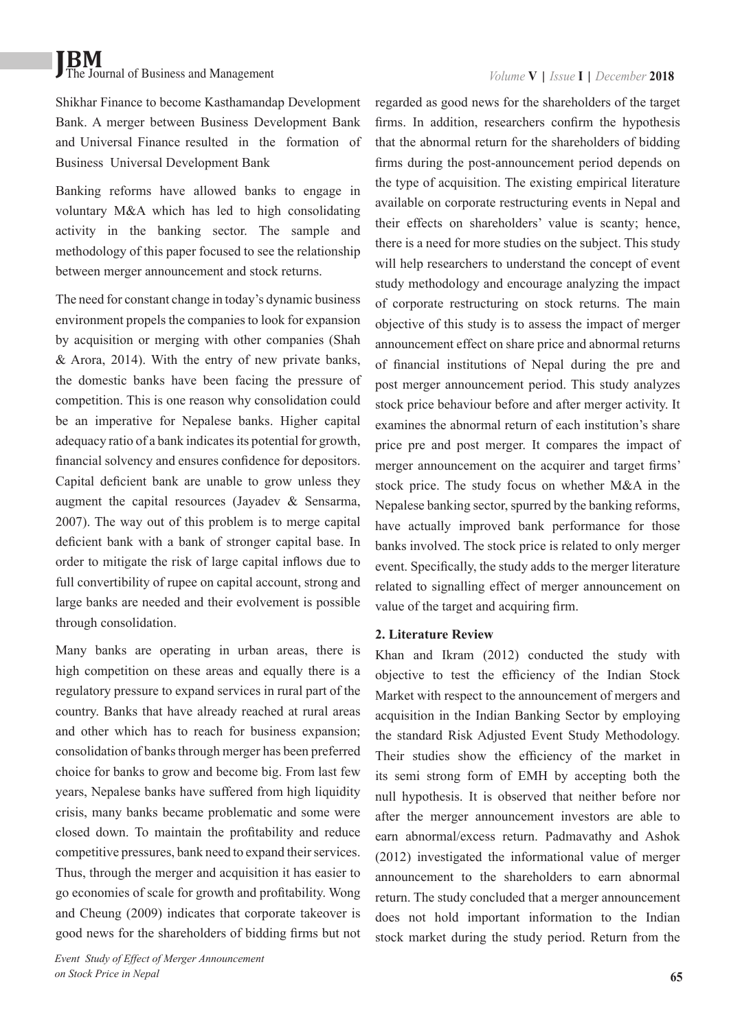Shikhar Finance to become Kasthamandap Development Bank. A merger between Business Development Bank and Universal Finance resulted in the formation of Business Universal Development Bank

Banking reforms have allowed banks to engage in voluntary M&A which has led to high consolidating activity in the banking sector. The sample and methodology of this paper focused to see the relationship between merger announcement and stock returns.

The need for constant change in today's dynamic business environment propels the companies to look for expansion by acquisition or merging with other companies (Shah & Arora, 2014). With the entry of new private banks, the domestic banks have been facing the pressure of competition. This is one reason why consolidation could be an imperative for Nepalese banks. Higher capital adequacy ratio of a bank indicates its potential for growth, financial solvency and ensures confidence for depositors. Capital deficient bank are unable to grow unless they augment the capital resources (Jayadev & Sensarma, 2007). The way out of this problem is to merge capital deficient bank with a bank of stronger capital base. In order to mitigate the risk of large capital inflows due to full convertibility of rupee on capital account, strong and large banks are needed and their evolvement is possible through consolidation.

Many banks are operating in urban areas, there is high competition on these areas and equally there is a regulatory pressure to expand services in rural part of the country. Banks that have already reached at rural areas and other which has to reach for business expansion; consolidation of banks through merger has been preferred choice for banks to grow and become big. From last few years, Nepalese banks have suffered from high liquidity crisis, many banks became problematic and some were closed down. To maintain the profitability and reduce competitive pressures, bank need to expand their services. Thus, through the merger and acquisition it has easier to go economies of scale for growth and profitability. Wong and Cheung (2009) indicates that corporate takeover is good news for the shareholders of bidding firms but not regarded as good news for the shareholders of the target firms. In addition, researchers confirm the hypothesis that the abnormal return for the shareholders of bidding firms during the post-announcement period depends on the type of acquisition. The existing empirical literature available on corporate restructuring events in Nepal and their effects on shareholders' value is scanty; hence, there is a need for more studies on the subject. This study will help researchers to understand the concept of event study methodology and encourage analyzing the impact of corporate restructuring on stock returns. The main objective of this study is to assess the impact of merger announcement effect on share price and abnormal returns of financial institutions of Nepal during the pre and post merger announcement period. This study analyzes stock price behaviour before and after merger activity. It examines the abnormal return of each institution's share price pre and post merger. It compares the impact of merger announcement on the acquirer and target firms' stock price. The study focus on whether M&A in the Nepalese banking sector, spurred by the banking reforms, have actually improved bank performance for those banks involved. The stock price is related to only merger event. Specifically, the study adds to the merger literature related to signalling effect of merger announcement on value of the target and acquiring firm.

## 2. Literature Review

Khan and Ikram (2012) conducted the study with objective to test the efficiency of the Indian Stock Market with respect to the announcement of mergers and acquisition in the Indian Banking Sector by employing the standard Risk Adjusted Event Study Methodology. Their studies show the efficiency of the market in its semi strong form of EMH by accepting both the null hypothesis. It is observed that neither before nor after the merger announcement investors are able to earn abnormal/excess return. Padmavathy and Ashok (2012) investigated the informational value of merger announcement to the shareholders to earn abnormal return. The study concluded that a merger announcement does not hold important information to the Indian stock market during the study period. Return from the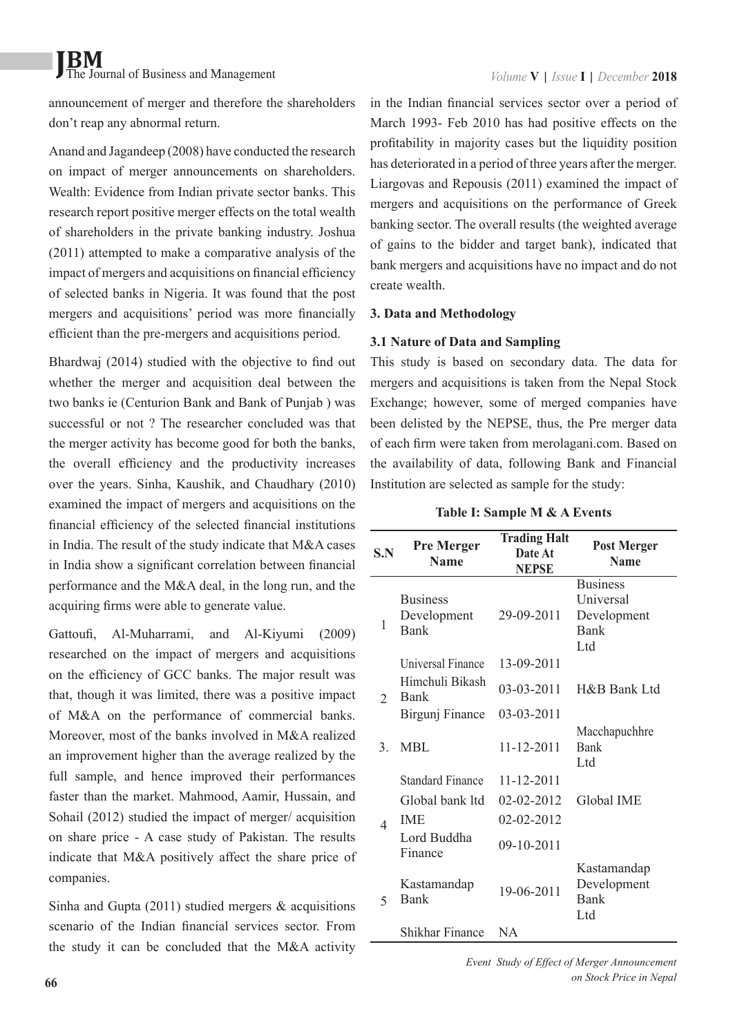announcement of merger and therefore the shareholders don't reap any abnormal return.

Anand and Jagandeep (2008) have conducted the research on impact of merger announcements on shareholders. Wealth: Evidence from Indian private sector banks. This research report positive merger effects on the total wealth of shareholders in the private banking industry. Joshua (2011) attempted to make a comparative analysis of the impact of mergers and acquisitions on financial efficiency of selected banks in Nigeria. It was found that the post mergers and acquisitions' period was more financially efficient than the pre-mergers and acquisitions period.

Bhardwaj (2014) studied with the objective to find out whether the merger and acquisition deal between the two banks ie (Centurion Bank and Bank of Punjab ) was successful or not ? The researcher concluded was that the merger activity has become good for both the banks, the overall efficiency and the productivity increases over the years. Sinha, Kaushik, and Chaudhary (2010) examined the impact of mergers and acquisitions on the financial efficiency of the selected financial institutions in India. The result of the study indicate that M&A cases in India show a significant correlation between financial performance and the M&A deal, in the long run, and the acquiring firms were able to generate value.

Gattoufi, Al-Muharrami, and Al-Kiyumi (2009) researched on the impact of mergers and acquisitions on the efficiency of GCC banks. The major result was that, though it was limited, there was a positive impact of M&A on the performance of commercial banks. Moreover, most of the banks involved in M&A realized an improvement higher than the average realized by the full sample, and hence improved their performances faster than the market. Mahmood, Aamir, Hussain, and Sohail (2012) studied the impact of merger/ acquisition on share price - A case study of Pakistan. The results indicate that M&A positively affect the share price of companies.

Sinha and Gupta (2011) studied mergers & acquisitions scenario of the Indian financial services sector. From the study it can be concluded that the M&A activity in the Indian financial services sector over a period of March 1993- Feb 2010 has had positive effects on the profitability in majority cases but the liquidity position has deteriorated in a period of three years after the merger. Liargovas and Repousis (2011) examined the impact of mergers and acquisitions on the performance of Greek banking sector. The overall results (the weighted average of gains to the bidder and target bank), indicated that bank mergers and acquisitions have no impact and do not create wealth.

### 3. Data and Methodology

#### 3.1 Nature of Data and Sampling

This study is based on secondary data. The data for mergers and acquisitions is taken from the Nepal Stock Exchange; however, some of merged companies have been delisted by the NEPSE, thus, the Pre merger data of each firm were taken from merolagani.com. Based on the availability of data, following Bank and Financial Institution are selected as sample for the study:

**Table I: Sample M & A Events**

| S.N | Pre Merger Name | Trading Halt Date At NEPSE | Post Merger Name |
|---|---|---|---|
| 1 | Business Development Bank | 29-09-2011 | Business Universal Development Bank Ltd |
| | Universal Finance | 13-09-2011 | |
| 2 | Himchuli Bikash Bank | 03-03-2011 | H&B Bank Ltd |
| | Birgunj Finance | 03-03-2011 | |
| 3. | MBL | 11-12-2011 | Macchapuchhre Bank Ltd |
| | Standard Finance | 11-12-2011 | |
| 4 | Global bank ltd | 02-02-2012 | Global IME |
| | IME | 02-02-2012 | |
| | Lord Buddha Finance | 09-10-2011 | |
| 5 | Kastamandap Bank | 19-06-2011 | Kastamandap Development Bank Ltd |
| | Shikhar Finance | NA | |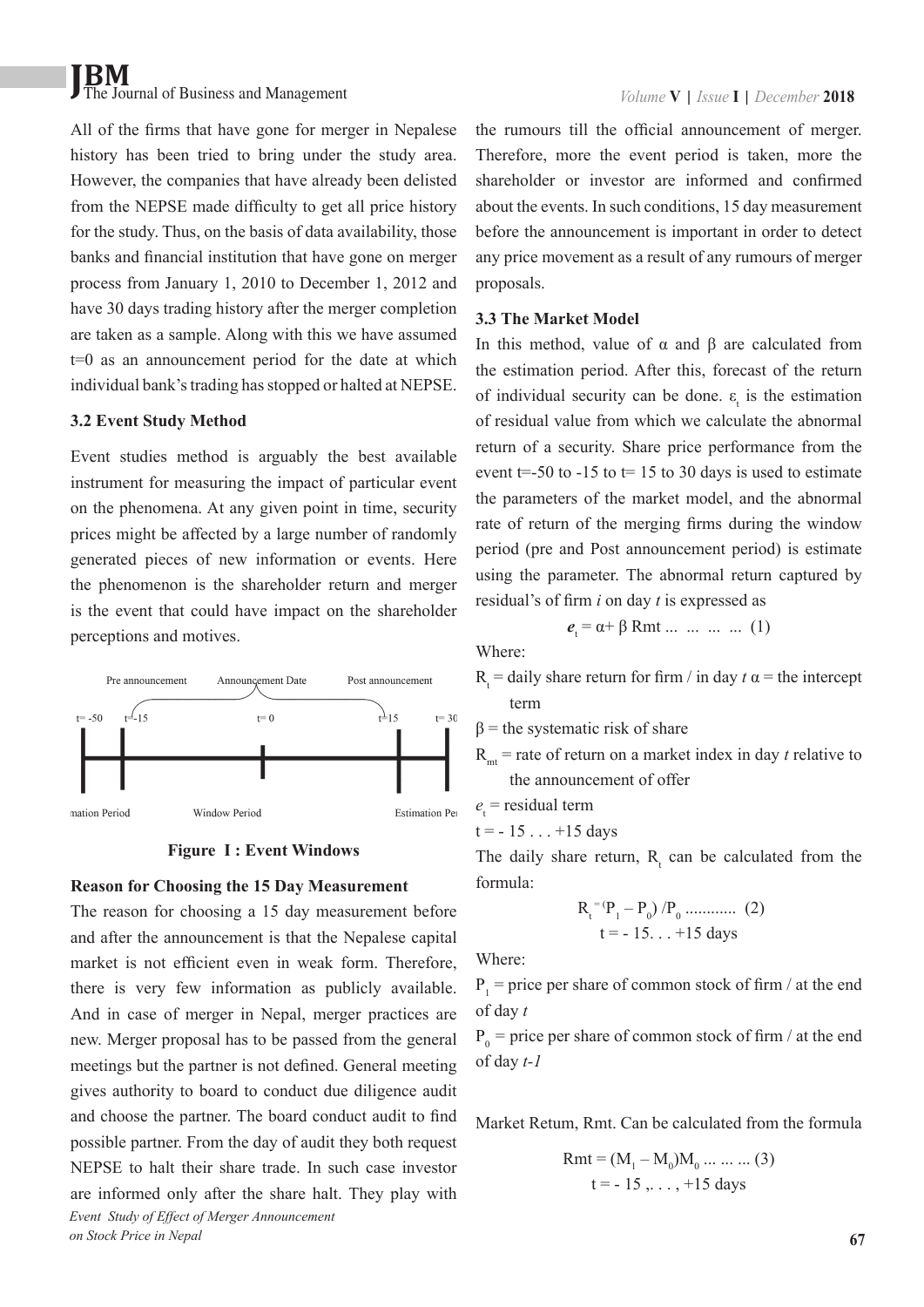All of the firms that have gone for merger in Nepalese history has been tried to bring under the study area. However, the companies that have already been delisted from the NEPSE made difficulty to get all price history for the study. Thus, on the basis of data availability, those banks and financial institution that have gone on merger process from January 1, 2010 to December 1, 2012 and have 30 days trading history after the merger completion are taken as a sample. Along with this we have assumed t=0 as an announcement period for the date at which individual bank's trading has stopped or halted at NEPSE.

### 3.2 Event Study Method

Event studies method is arguably the best available instrument for measuring the impact of particular event on the phenomena. At any given point in time, security prices might be affected by a large number of randomly generated pieces of new information or events. Here the phenomenon is the shareholder return and merger is the event that could have impact on the shareholder perceptions and motives.

Pre announcement | Announcement Date | Post announcement

t= -50 | t= -15 | t= 0 | t=15 | t= 30

mation Period | Window Period | Estimation Per

**Figure I : Event Windows**

#### Reason for Choosing the 15 Day Measurement

The reason for choosing a 15 day measurement before and after the announcement is that the Nepalese capital market is not efficient even in weak form. Therefore, there is very few information as publicly available. And in case of merger in Nepal, merger practices are new. Merger proposal has to be passed from the general meetings but the partner is not defined. General meeting gives authority to board to conduct due diligence audit and choose the partner. The board conduct audit to find possible partner. From the day of audit they both request NEPSE to halt their share trade. In such case investor are informed only after the share halt. They play with the rumours till the official announcement of merger. Therefore, more the event period is taken, more the shareholder or investor are informed and confirmed about the events. In such conditions, 15 day measurement before the announcement is important in order to detect any price movement as a result of any rumours of merger proposals.

### 3.3 The Market Model

In this method, value of α and β are calculated from the estimation period. After this, forecast of the return of individual security can be done. $\varepsilon_t$ is the estimation of residual value from which we calculate the abnormal return of a security. Share price performance from the event t=-50 to -15 to t= 15 to 30 days is used to estimate the parameters of the market model, and the abnormal rate of return of the merging firms during the window period (pre and Post announcement period) is estimate using the parameter. The abnormal return captured by residual's of firm *i* on day *t* is expressed as

$$e_t = \alpha + \beta \, Rmt \; ... \; ... \; ... \; ... \quad (1)$$

Where:

$R_t$ = daily share return for firm / in day *t* α = the intercept term

β = the systematic risk of share

$R_{mt}$ = rate of return on a market index in day *t* relative to the announcement of offer

$e_t$ = residual term

t = - 15 . . . +15 days

The daily share return, $R_t$ can be calculated from the formula:

$$R_t = (P_1 - P_0) / P_0 \; ........... \quad (2)$$

t = - 15. . . +15 days

Where:

$P_1$ = price per share of common stock of firm / at the end of day *t*

$P_0$ = price per share of common stock of firm / at the end of day *t-1*

Market Retum, Rmt. Can be calculated from the formula

$$Rmt = (M_1 - M_0) M_0 \; ... \; ... \; ... \quad (3)$$

t = - 15 ,. . . , +15 days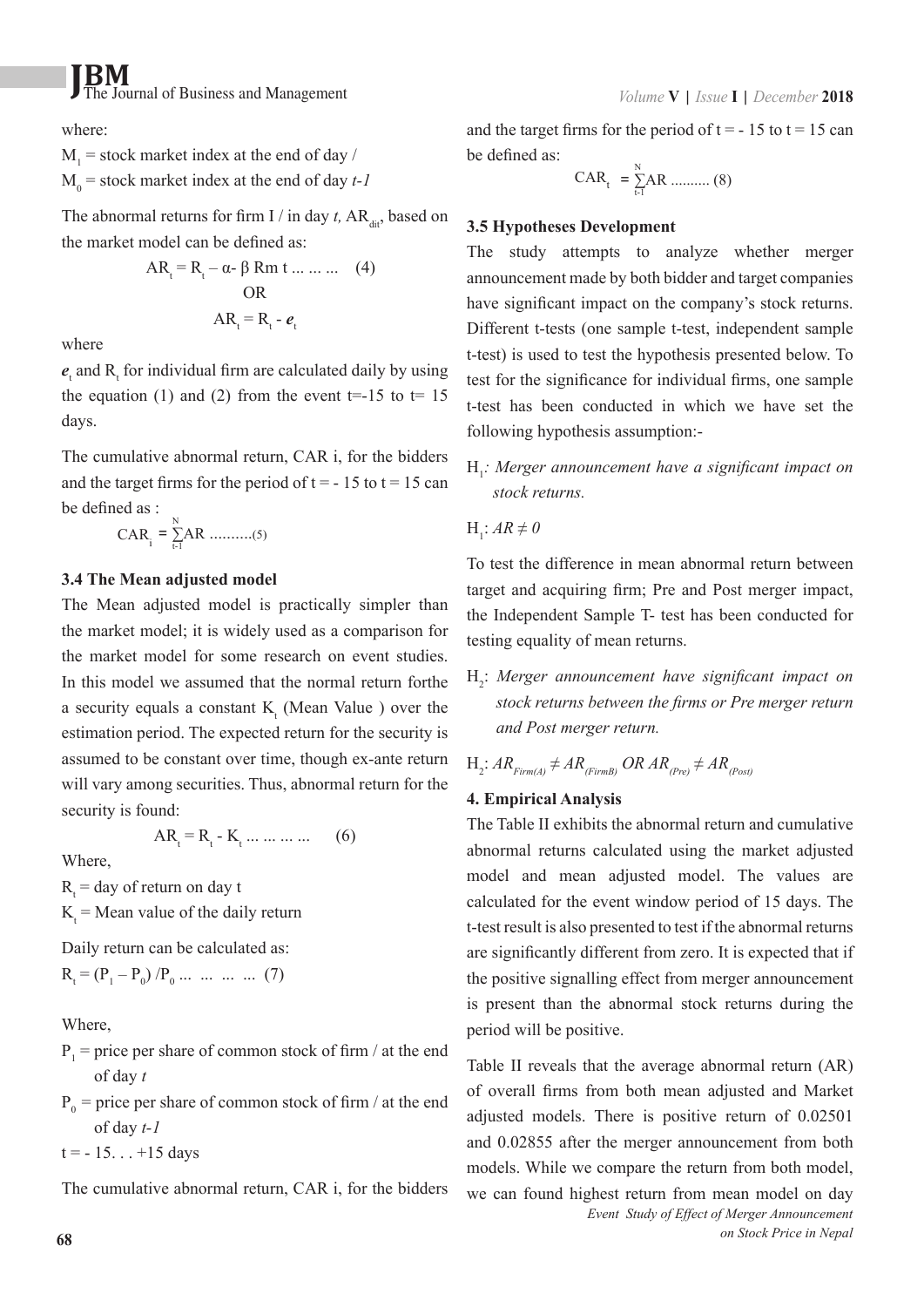where:

$M_1$ = stock market index at the end of day /

$M_0$ = stock market index at the end of day *t-1*

The abnormal returns for firm I / in day *t,* $AR_{dit}$, based on the market model can be defined as:

$$AR_t = R_t - \alpha - \beta \text{ Rm t} \ldots \ldots \ldots \quad (4)$$

OR

$$AR_t = R_t - e_t$$

where

$e_t$ and $R_t$ for individual firm are calculated daily by using the equation (1) and (2) from the event t=-15 to t= 15 days.

The cumulative abnormal return, CAR i, for the bidders and the target firms for the period of t = - 15 to t = 15 can be defined as :

$$CAR_i = \sum_{t-1}^{N} AR \text{ ..........(5)}$$

### 3.4 The Mean adjusted model

The Mean adjusted model is practically simpler than the market model; it is widely used as a comparison for the market model for some research on event studies. In this model we assumed that the normal return forthe a security equals a constant $K_t$ (Mean Value ) over the estimation period. The expected return for the security is assumed to be constant over time, though ex-ante return will vary among securities. Thus, abnormal return for the security is found:

$$AR_t = R_t - K_t \ldots \ldots \ldots \ldots \quad (6)$$

Where,

$R_t$ = day of return on day t

$K_t$ = Mean value of the daily return

Daily return can be calculated as:

$$R_t = (P_1 - P_0) / P_0 \ldots \ldots \ldots \ldots \quad (7)$$

Where,

$P_1$ = price per share of common stock of firm / at the end of day *t*

$P_0$ = price per share of common stock of firm / at the end of day *t-1*

t = - 15. . . +15 days

The cumulative abnormal return, CAR i, for the bidders and the target firms for the period of t = - 15 to t = 15 can be defined as:

$$CAR_t = \sum_{t-1}^{N} AR \text{ .......... (8)}$$

### 3.5 Hypotheses Development

The study attempts to analyze whether merger announcement made by both bidder and target companies have significant impact on the company's stock returns. Different t-tests (one sample t-test, independent sample t-test) is used to test the hypothesis presented below. To test for the significance for individual firms, one sample t-test has been conducted in which we have set the following hypothesis assumption:-

$H_1$*: Merger announcement have a significant impact on stock returns.*

$H_1$: $AR \neq 0$

To test the difference in mean abnormal return between target and acquiring firm; Pre and Post merger impact, the Independent Sample T- test has been conducted for testing equality of mean returns.

$H_2$: *Merger announcement have significant impact on stock returns between the firms or Pre merger return and Post merger return.*

$H_2$: $AR_{Firm(A)} \neq AR_{(FirmB)}$ OR $AR_{(Pre)} \neq AR_{(Post)}$

## 4. Empirical Analysis

The Table II exhibits the abnormal return and cumulative abnormal returns calculated using the market adjusted model and mean adjusted model. The values are calculated for the event window period of 15 days. The t-test result is also presented to test if the abnormal returns are significantly different from zero. It is expected that if the positive signalling effect from merger announcement is present than the abnormal stock returns during the period will be positive.

Table II reveals that the average abnormal return (AR) of overall firms from both mean adjusted and Market adjusted models. There is positive return of 0.02501 and 0.02855 after the merger announcement from both models. While we compare the return from both model, we can found highest return from mean model on day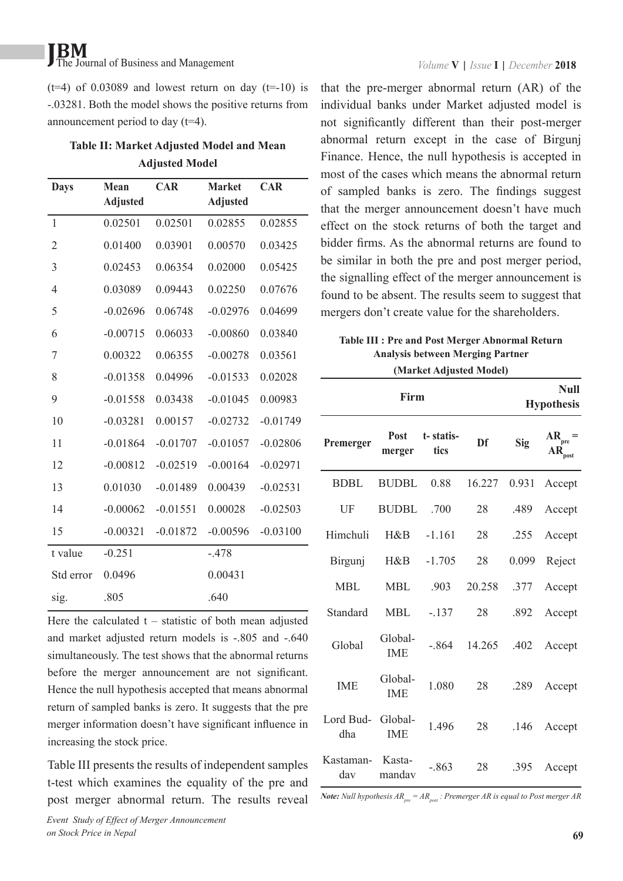(t=4) of 0.03089 and lowest return on day (t=-10) is -.03281. Both the model shows the positive returns from announcement period to day (t=4).

**Table II: Market Adjusted Model and Mean Adjusted Model**

| Days | Mean Adjusted | CAR | Market Adjusted | CAR |
|---|---|---|---|---|
| 1 | 0.02501 | 0.02501 | 0.02855 | 0.02855 |
| 2 | 0.01400 | 0.03901 | 0.00570 | 0.03425 |
| 3 | 0.02453 | 0.06354 | 0.02000 | 0.05425 |
| 4 | 0.03089 | 0.09443 | 0.02250 | 0.07676 |
| 5 | -0.02696 | 0.06748 | -0.02976 | 0.04699 |
| 6 | -0.00715 | 0.06033 | -0.00860 | 0.03840 |
| 7 | 0.00322 | 0.06355 | -0.00278 | 0.03561 |
| 8 | -0.01358 | 0.04996 | -0.01533 | 0.02028 |
| 9 | -0.01558 | 0.03438 | -0.01045 | 0.00983 |
| 10 | -0.03281 | 0.00157 | -0.02732 | -0.01749 |
| 11 | -0.01864 | -0.01707 | -0.01057 | -0.02806 |
| 12 | -0.00812 | -0.02519 | -0.00164 | -0.02971 |
| 13 | 0.01030 | -0.01489 | 0.00439 | -0.02531 |
| 14 | -0.00062 | -0.01551 | 0.00028 | -0.02503 |
| 15 | -0.00321 | -0.01872 | -0.00596 | -0.03100 |
| t value | -0.251 | | -.478 | |
| Std error | 0.0496 | | 0.00431 | |
| sig. | .805 | | .640 | |

Here the calculated t – statistic of both mean adjusted and market adjusted return models is -.805 and -.640 simultaneously. The test shows that the abnormal returns before the merger announcement are not significant. Hence the null hypothesis accepted that means abnormal return of sampled banks is zero. It suggests that the pre merger information doesn't have significant influence in increasing the stock price.

Table III presents the results of independent samples t-test which examines the equality of the pre and post merger abnormal return. The results reveal that the pre-merger abnormal return (AR) of the individual banks under Market adjusted model is not significantly different than their post-merger abnormal return except in the case of Birgunj Finance. Hence, the null hypothesis is accepted in most of the cases which means the abnormal return of sampled banks is zero. The findings suggest that the merger announcement doesn't have much effect on the stock returns of both the target and bidder firms. As the abnormal returns are found to be similar in both the pre and post merger period, the signalling effect of the merger announcement is found to be absent. The results seem to suggest that mergers don't create value for the shareholders.

**Table III : Pre and Post Merger Abnormal Return Analysis between Merging Partner (Market Adjusted Model)**

| Firm | | | | | Null Hypothesis |
|---|---|---|---|---|---|
| Premerger | Post merger | t- statistics | Df | Sig | $AR_{pre} = AR_{post}$ |
| BDBL | BUDBL | 0.88 | 16.227 | 0.931 | Accept |
| UF | BUDBL | .700 | 28 | .489 | Accept |
| Himchuli | H&B | -1.161 | 28 | .255 | Accept |
| Birgunj | H&B | -1.705 | 28 | 0.099 | Reject |
| MBL | MBL | .903 | 20.258 | .377 | Accept |
| Standard | MBL | -.137 | 28 | .892 | Accept |
| Global | Global-IME | -.864 | 14.265 | .402 | Accept |
| IME | Global-IME | 1.080 | 28 | .289 | Accept |
| Lord Buddha | Global-IME | 1.496 | 28 | .146 | Accept |
| Kastamandav | Kastamandav | -.863 | 28 | .395 | Accept |

***Note:*** *Null hypothesis* $AR_{pre} = AR_{post}$ *: Premerger AR is equal to Post merger AR*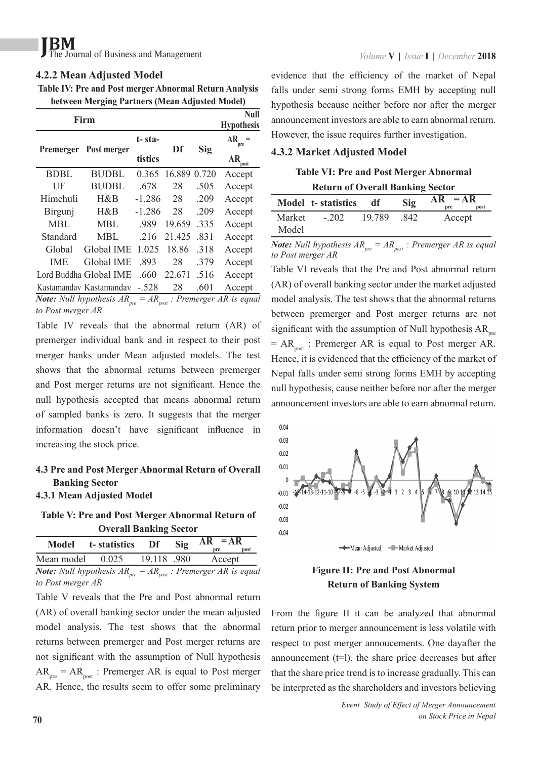### 4.2.2 Mean Adjusted Model

**Table IV: Pre and Post merger Abnormal Return Analysis between Merging Partners (Mean Adjusted Model)**

| Firm | | | | | Null Hypothesis |
|---|---|---|---|---|---|
| Premerger | Post merger | t- statistics | Df | Sig | $AR_{pre}$ = $AR_{post}$ |
| BDBL | BUDBL | 0.365 | 16.889 | 0.720 | Accept |
| UF | BUDBL | .678 | 28 | .505 | Accept |
| Himchuli | H&B | -1.286 | 28 | .209 | Accept |
| Birgunj | H&B | -1.286 | 28 | .209 | Accept |
| MBL | MBL | .989 | 19.659 | .335 | Accept |
| Standard | MBL | .216 | 21.425 | .831 | Accept |
| Global | Global IME | 1.025 | 18.86 | .318 | Accept |
| IME | Global IME | .893 | 28 | .379 | Accept |
| Lord Buddha | Global IME | .660 | 22.671 | .516 | Accept |
| Kastamandav | Kastamandav | -.528 | 28 | .601 | Accept |

***Note:*** *Null hypothesis $AR_{pre} = AR_{post}$ : Premerger AR is equal to Post merger AR*

Table IV reveals that the abnormal return (AR) of premerger individual bank and in respect to their post merger banks under Mean adjusted models. The test shows that the abnormal returns between premerger and Post merger returns are not significant. Hence the null hypothesis accepted that means abnormal return of sampled banks is zero. It suggests that the merger information doesn't have significant influence in increasing the stock price.

### 4.3 Pre and Post Merger Abnormal Return of Overall Banking Sector

### 4.3.1 Mean Adjusted Model

**Table V: Pre and Post Merger Abnormal Return of Overall Banking Sector**

| Model | t- statistics | Df | Sig | $AR_{pre} = AR_{post}$ |
|---|---|---|---|---|
| Mean model | 0.025 | 19.118 | .980 | Accept |

***Note:*** *Null hypothesis $AR_{pre} = AR_{post}$ : Premerger AR is equal to Post merger AR*

Table V reveals that the Pre and Post abnormal return (AR) of overall banking sector under the mean adjusted model analysis. The test shows that the abnormal returns between premerger and Post merger returns are not significant with the assumption of Null hypothesis $AR_{pre} = AR_{post}$ : Premerger AR is equal to Post merger AR. Hence, the results seem to offer some preliminary evidence that the efficiency of the market of Nepal falls under semi strong forms EMH by accepting null hypothesis because neither before nor after the merger announcement investors are able to earn abnormal return. However, the issue requires further investigation.

### 4.3.2 Market Adjusted Model

**Table VI: Pre and Post Merger Abnormal Return of Overall Banking Sector**

| Model | t- statistics | df | Sig | $AR_{pre} = AR_{post}$ |
|---|---|---|---|---|
| Market Model | -.202 | 19.789 | .842 | Accept |

***Note:*** *Null hypothesis $AR_{pre} = AR_{post}$ : Premerger AR is equal to Post merger AR*

Table VI reveals that the Pre and Post abnormal return (AR) of overall banking sector under the market adjusted model analysis. The test shows that the abnormal returns between premerger and Post merger returns are not significant with the assumption of Null hypothesis $AR_{pre} = AR_{post}$ : Premerger AR is equal to Post merger AR. Hence, it is evidenced that the efficiency of the market of Nepal falls under semi strong forms EMH by accepting null hypothesis, cause neither before nor after the merger announcement investors are able to earn abnormal return.

**Figure II: Pre and Post Abnormal Return of Banking System**

From the figure II it can be analyzed that abnormal return prior to merger announcement is less volatile with respect to post merger annoucements. One dayafter the announcement (t=l), the share price decreases but after that the share price trend is to increase gradually. This can be interpreted as the shareholders and investors believing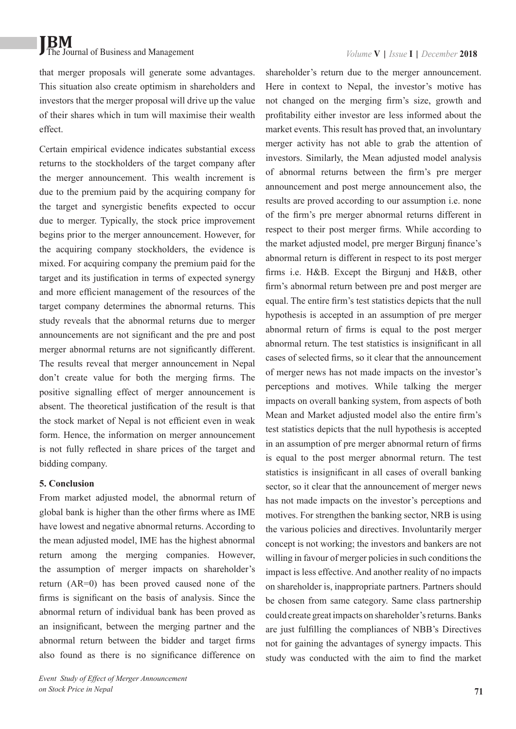that merger proposals will generate some advantages. This situation also create optimism in shareholders and investors that the merger proposal will drive up the value of their shares which in tum will maximise their wealth effect.

Certain empirical evidence indicates substantial excess returns to the stockholders of the target company after the merger announcement. This wealth increment is due to the premium paid by the acquiring company for the target and synergistic benefits expected to occur due to merger. Typically, the stock price improvement begins prior to the merger announcement. However, for the acquiring company stockholders, the evidence is mixed. For acquiring company the premium paid for the target and its justification in terms of expected synergy and more efficient management of the resources of the target company determines the abnormal returns. This study reveals that the abnormal returns due to merger announcements are not significant and the pre and post merger abnormal returns are not significantly different. The results reveal that merger announcement in Nepal don't create value for both the merging firms. The positive signalling effect of merger announcement is absent. The theoretical justification of the result is that the stock market of Nepal is not efficient even in weak form. Hence, the information on merger announcement is not fully reflected in share prices of the target and bidding company.

### 5. Conclusion

From market adjusted model, the abnormal return of global bank is higher than the other firms where as IME have lowest and negative abnormal returns. According to the mean adjusted model, IME has the highest abnormal return among the merging companies. However, the assumption of merger impacts on shareholder's return (AR=0) has been proved caused none of the firms is significant on the basis of analysis. Since the abnormal return of individual bank has been proved as an insignificant, between the merging partner and the abnormal return between the bidder and target firms also found as there is no significance difference on shareholder's return due to the merger announcement. Here in context to Nepal, the investor's motive has not changed on the merging firm's size, growth and profitability either investor are less informed about the market events. This result has proved that, an involuntary merger activity has not able to grab the attention of investors. Similarly, the Mean adjusted model analysis of abnormal returns between the firm's pre merger announcement and post merge announcement also, the results are proved according to our assumption i.e. none of the firm's pre merger abnormal returns different in respect to their post merger firms. While according to the market adjusted model, pre merger Birgunj finance's abnormal return is different in respect to its post merger firms i.e. H&B. Except the Birgunj and H&B, other firm's abnormal return between pre and post merger are equal. The entire firm's test statistics depicts that the null hypothesis is accepted in an assumption of pre merger abnormal return of firms is equal to the post merger abnormal return. The test statistics is insignificant in all cases of selected firms, so it clear that the announcement of merger news has not made impacts on the investor's perceptions and motives. While talking the merger impacts on overall banking system, from aspects of both Mean and Market adjusted model also the entire firm's test statistics depicts that the null hypothesis is accepted in an assumption of pre merger abnormal return of firms is equal to the post merger abnormal return. The test statistics is insignificant in all cases of overall banking sector, so it clear that the announcement of merger news has not made impacts on the investor's perceptions and motives. For strengthen the banking sector, NRB is using the various policies and directives. Involuntarily merger concept is not working; the investors and bankers are not willing in favour of merger policies in such conditions the impact is less effective. And another reality of no impacts on shareholder is, inappropriate partners. Partners should be chosen from same category. Same class partnership could create great impacts on shareholder's returns. Banks are just fulfilling the compliances of NBB's Directives not for gaining the advantages of synergy impacts. This study was conducted with the aim to find the market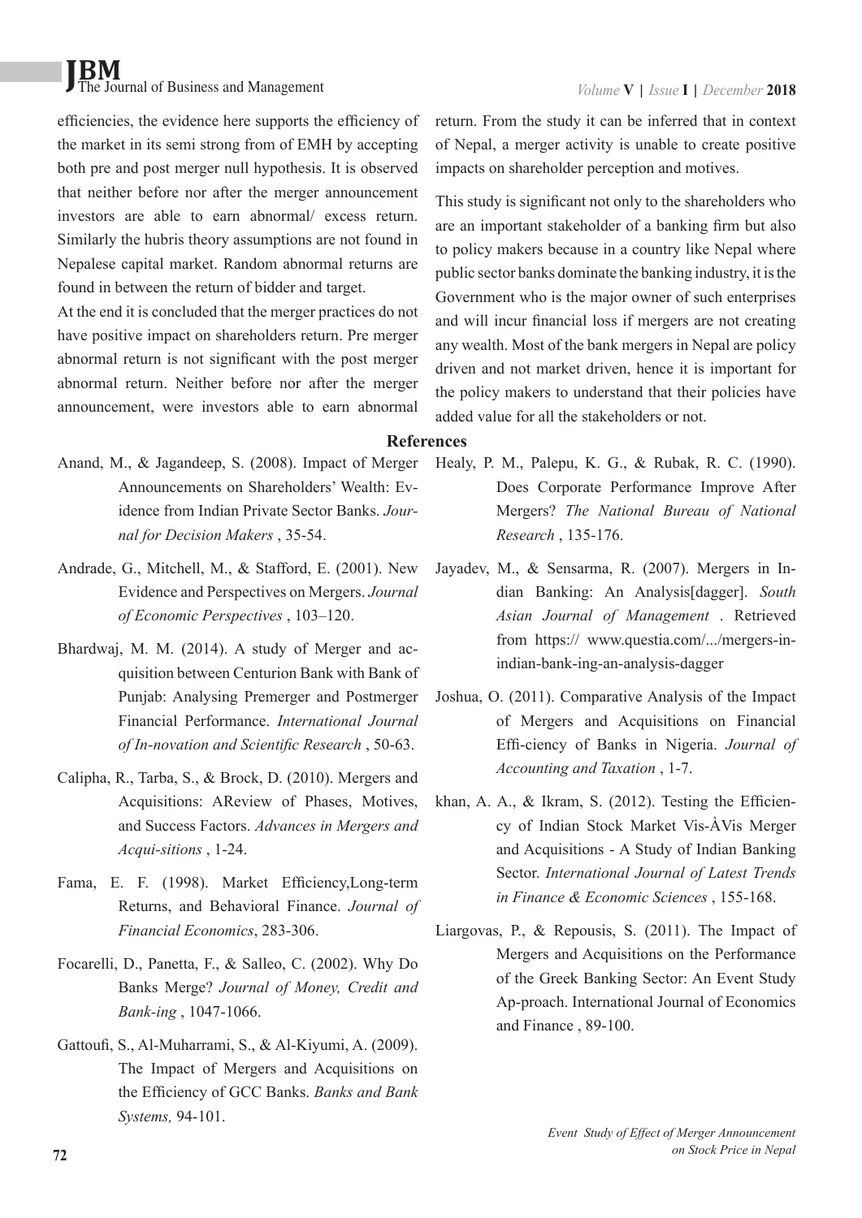efficiencies, the evidence here supports the efficiency of the market in its semi strong from of EMH by accepting both pre and post merger null hypothesis. It is observed that neither before nor after the merger announcement investors are able to earn abnormal/ excess return. Similarly the hubris theory assumptions are not found in Nepalese capital market. Random abnormal returns are found in between the return of bidder and target.

At the end it is concluded that the merger practices do not have positive impact on shareholders return. Pre merger abnormal return is not significant with the post merger abnormal return. Neither before nor after the merger announcement, were investors able to earn abnormal return. From the study it can be inferred that in context of Nepal, a merger activity is unable to create positive impacts on shareholder perception and motives.

This study is significant not only to the shareholders who are an important stakeholder of a banking firm but also to policy makers because in a country like Nepal where public sector banks dominate the banking industry, it is the Government who is the major owner of such enterprises and will incur financial loss if mergers are not creating any wealth. Most of the bank mergers in Nepal are policy driven and not market driven, hence it is important for the policy makers to understand that their policies have added value for all the stakeholders or not.

## References

Anand, M., & Jagandeep, S. (2008). Impact of Merger Announcements on Shareholders' Wealth: Evidence from Indian Private Sector Banks. *Journal for Decision Makers* , 35-54.

Andrade, G., Mitchell, M., & Stafford, E. (2001). New Evidence and Perspectives on Mergers. *Journal of Economic Perspectives* , 103–120.

Bhardwaj, M. M. (2014). A study of Merger and acquisition between Centurion Bank with Bank of Punjab: Analysing Premerger and Postmerger Financial Performance. *International Journal of In-novation and Scientific Research* , 50-63.

Calipha, R., Tarba, S., & Brock, D. (2010). Mergers and Acquisitions: AReview of Phases, Motives, and Success Factors. *Advances in Mergers and Acqui-sitions* , 1-24.

Fama, E. F. (1998). Market Efficiency,Long-term Returns, and Behavioral Finance. *Journal of Financial Economics*, 283-306.

Focarelli, D., Panetta, F., & Salleo, C. (2002). Why Do Banks Merge? *Journal of Money, Credit and Bank-ing* , 1047-1066.

Gattoufi, S., Al-Muharrami, S., & Al-Kiyumi, A. (2009). The Impact of Mergers and Acquisitions on the Efficiency of GCC Banks. *Banks and Bank Systems,* 94-101.

Healy, P. M., Palepu, K. G., & Rubak, R. C. (1990). Does Corporate Performance Improve After Mergers? *The National Bureau of National Research* , 135-176.

Jayadev, M., & Sensarma, R. (2007). Mergers in Indian Banking: An Analysis[dagger]. *South Asian Journal of Management* . Retrieved from https:// www.questia.com/.../mergers-in-indian-bank-ing-an-analysis-dagger

Joshua, O. (2011). Comparative Analysis of the Impact of Mergers and Acquisitions on Financial Effi-ciency of Banks in Nigeria. *Journal of Accounting and Taxation* , 1-7.

khan, A. A., & Ikram, S. (2012). Testing the Efficiency of Indian Stock Market Vis-ÀVis Merger and Acquisitions - A Study of Indian Banking Sector. *International Journal of Latest Trends in Finance & Economic Sciences* , 155-168.

Liargovas, P., & Repousis, S. (2011). The Impact of Mergers and Acquisitions on the Performance of the Greek Banking Sector: An Event Study Ap-proach. International Journal of Economics and Finance , 89-100.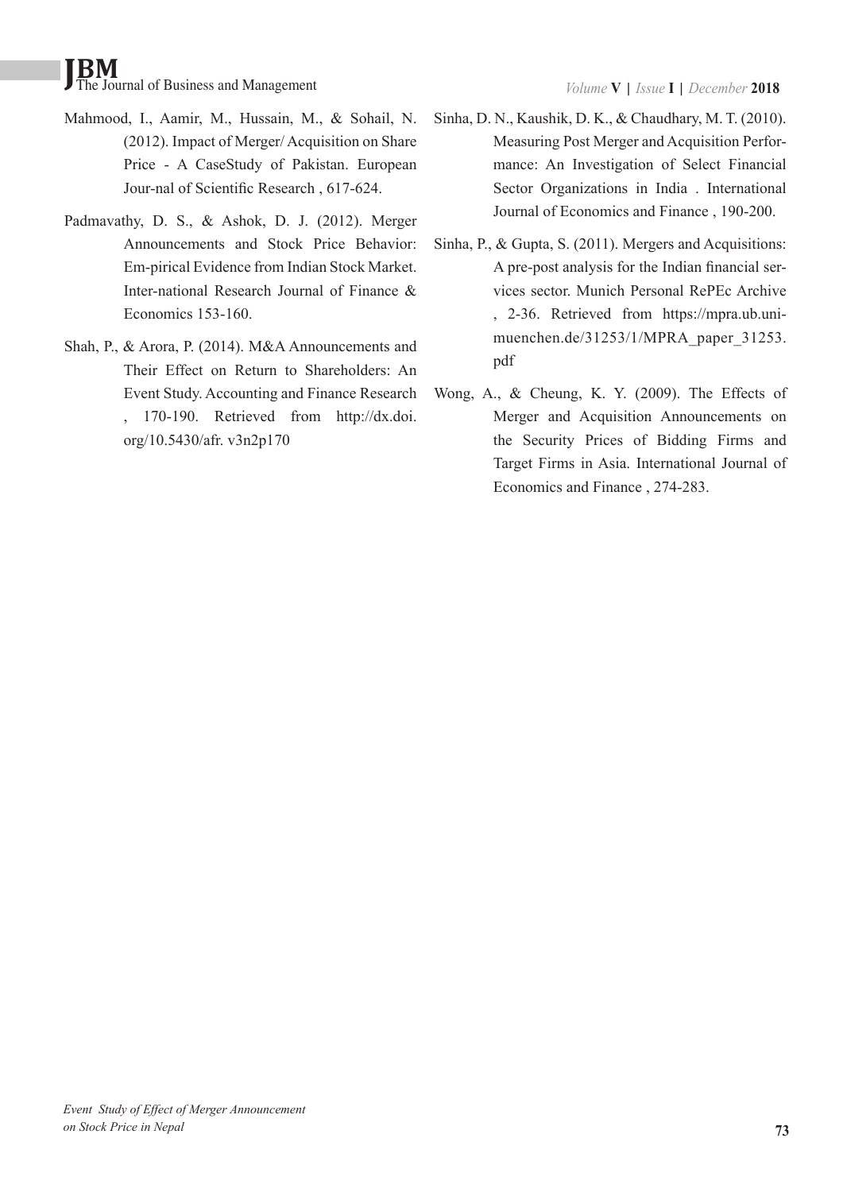Mahmood, I., Aamir, M., Hussain, M., & Sohail, N. (2012). Impact of Merger/ Acquisition on Share Price - A CaseStudy of Pakistan. European Jour-nal of Scientific Research , 617-624.

Padmavathy, D. S., & Ashok, D. J. (2012). Merger Announcements and Stock Price Behavior: Em-pirical Evidence from Indian Stock Market. Inter-national Research Journal of Finance & Economics 153-160.

Shah, P., & Arora, P. (2014). M&A Announcements and Their Effect on Return to Shareholders: An Event Study. Accounting and Finance Research , 170-190. Retrieved from http://dx.doi.org/10.5430/afr. v3n2p170

Sinha, D. N., Kaushik, D. K., & Chaudhary, M. T. (2010). Measuring Post Merger and Acquisition Performance: An Investigation of Select Financial Sector Organizations in India . International Journal of Economics and Finance , 190-200.

Sinha, P., & Gupta, S. (2011). Mergers and Acquisitions: A pre-post analysis for the Indian financial services sector. Munich Personal RePEc Archive , 2-36. Retrieved from https://mpra.ub.uni-muenchen.de/31253/1/MPRA_paper_31253.pdf

Wong, A., & Cheung, K. Y. (2009). The Effects of Merger and Acquisition Announcements on the Security Prices of Bidding Firms and Target Firms in Asia. International Journal of Economics and Finance , 274-283.